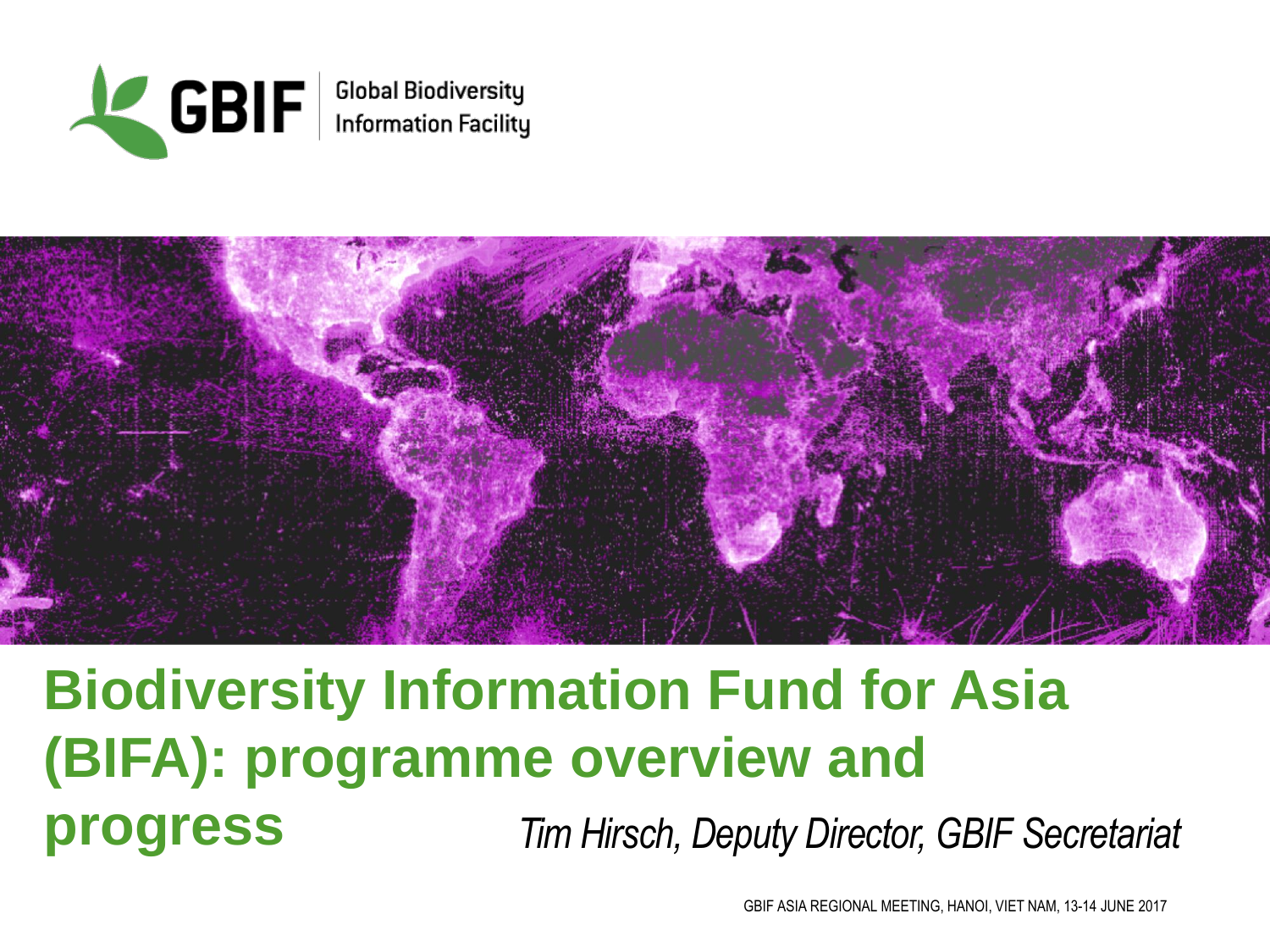GBIF Global Biodiversity Information Facility

# Biodiversity Information Fund for Asia (BIFA): programme overview and progress

*Tim Hirsch, Deputy Director, GBIF Secretariat*

GBIF ASIA REGIONAL MEETING, HANOI, VIET NAM, 13-14 JUNE 2017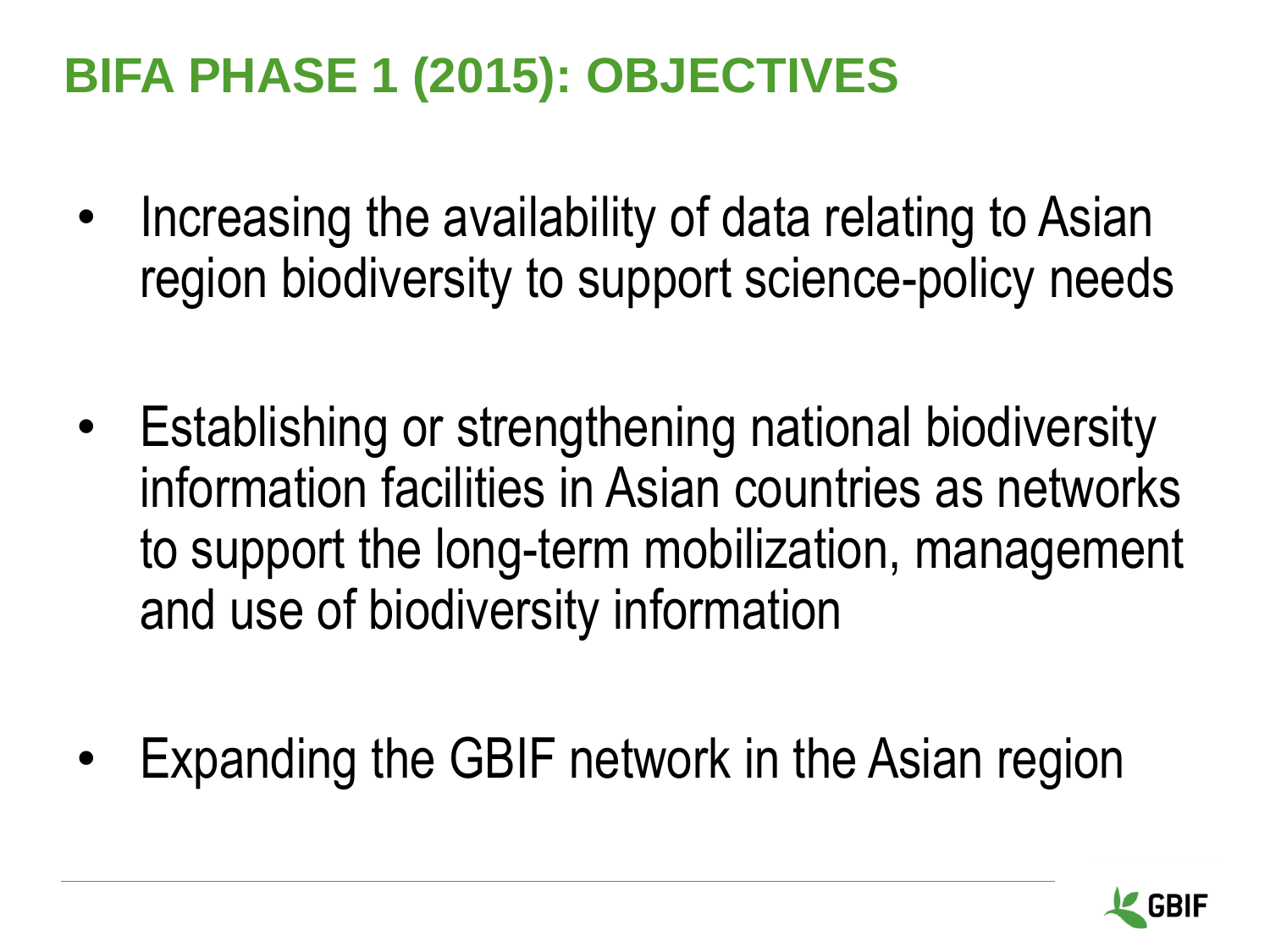# BIFA PHASE 1 (2015): OBJECTIVES

- Increasing the availability of data relating to Asian region biodiversity to support science-policy needs
- Establishing or strengthening national biodiversity information facilities in Asian countries as networks to support the long-term mobilization, management and use of biodiversity information
- Expanding the GBIF network in the Asian region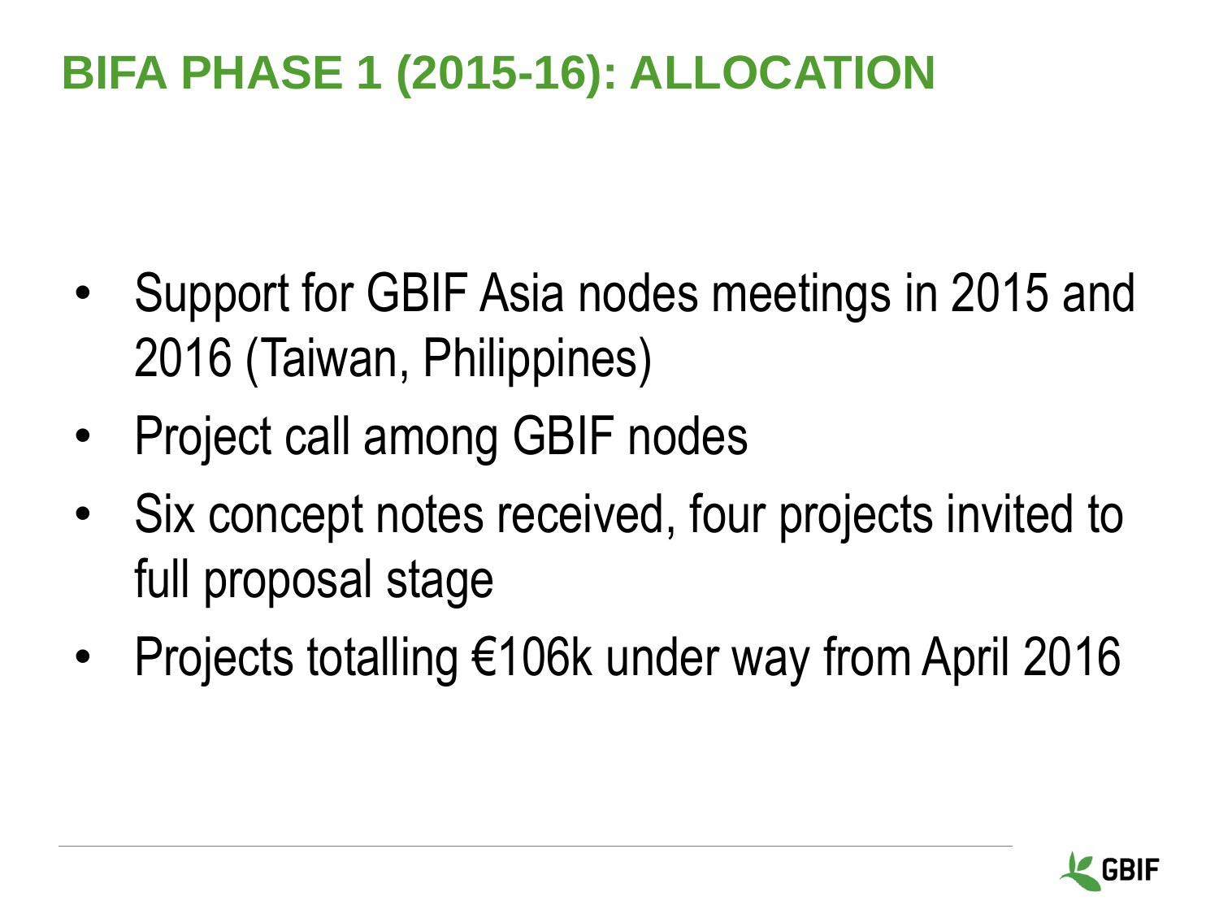# BIFA PHASE 1 (2015-16): ALLOCATION

- Support for GBIF Asia nodes meetings in 2015 and 2016 (Taiwan, Philippines)
- Project call among GBIF nodes
- Six concept notes received, four projects invited to full proposal stage
- Projects totalling €106k under way from April 2016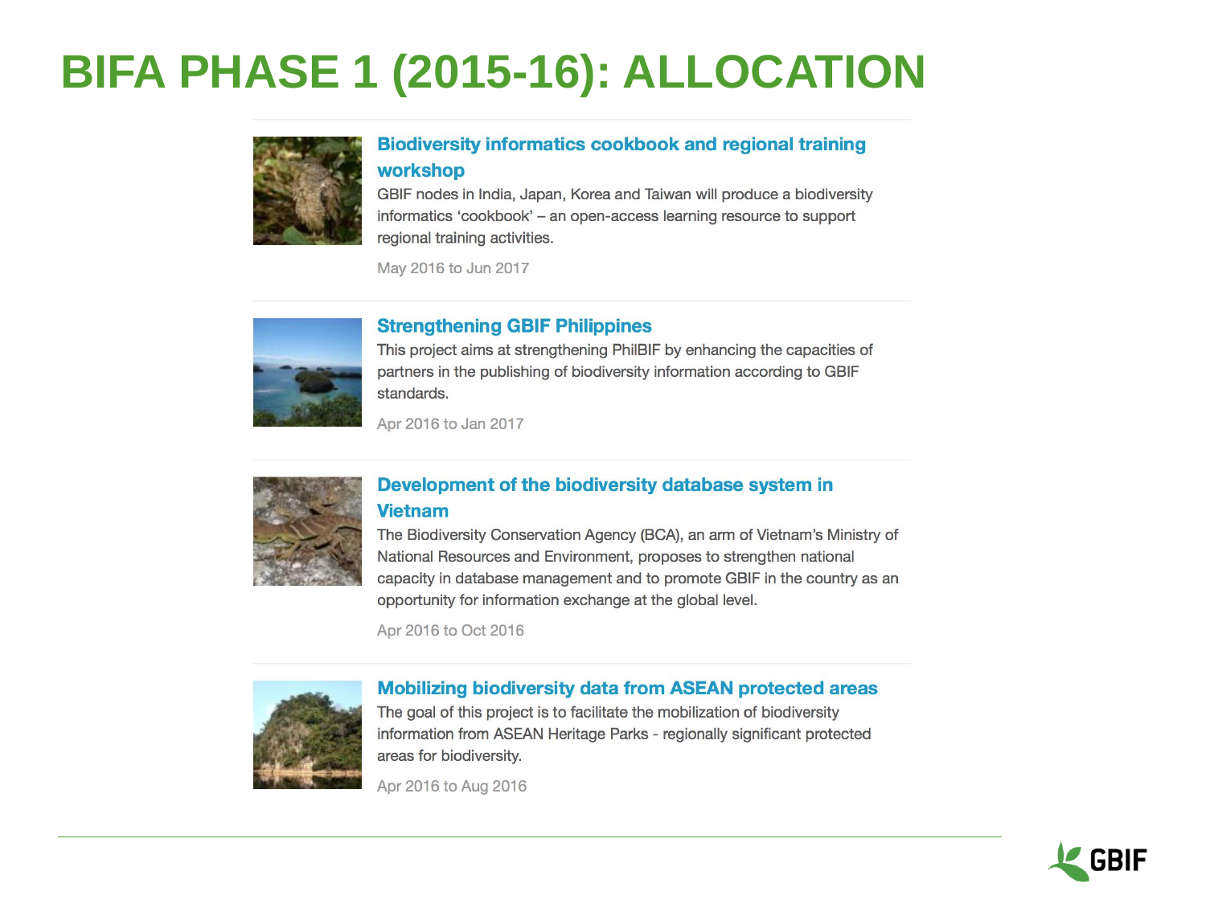# BIFA PHASE 1 (2015-16): ALLOCATION

### Biodiversity informatics cookbook and regional training workshop

GBIF nodes in India, Japan, Korea and Taiwan will produce a biodiversity informatics 'cookbook' – an open-access learning resource to support regional training activities.

May 2016 to Jun 2017

### Strengthening GBIF Philippines

This project aims at strengthening PhilBIF by enhancing the capacities of partners in the publishing of biodiversity information according to GBIF standards.

Apr 2016 to Jan 2017

### Development of the biodiversity database system in Vietnam

The Biodiversity Conservation Agency (BCA), an arm of Vietnam's Ministry of National Resources and Environment, proposes to strengthen national capacity in database management and to promote GBIF in the country as an opportunity for information exchange at the global level.

Apr 2016 to Oct 2016

### Mobilizing biodiversity data from ASEAN protected areas

The goal of this project is to facilitate the mobilization of biodiversity information from ASEAN Heritage Parks - regionally significant protected areas for biodiversity.

Apr 2016 to Aug 2016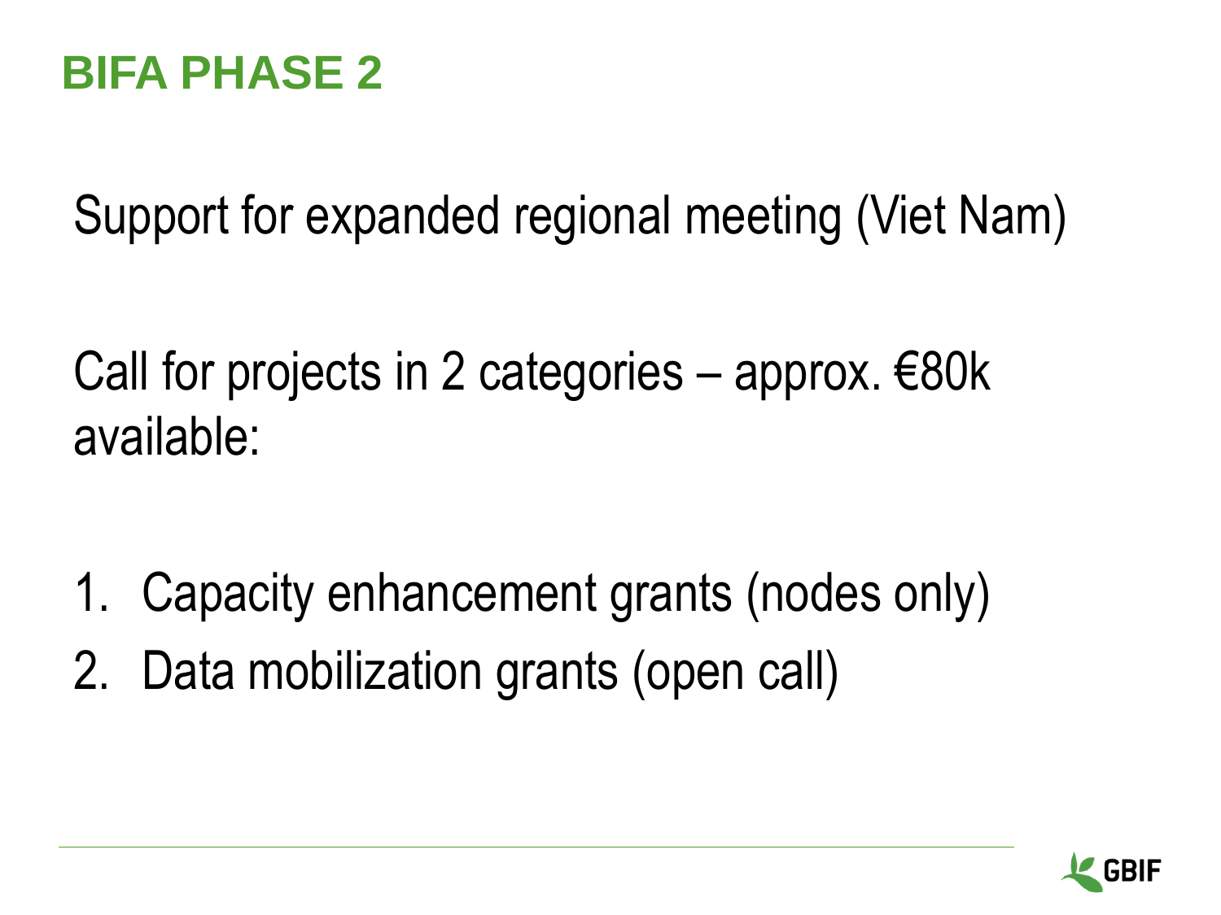# BIFA PHASE 2

Support for expanded regional meeting (Viet Nam)

Call for projects in 2 categories – approx. €80k available:

1. Capacity enhancement grants (nodes only)
2. Data mobilization grants (open call)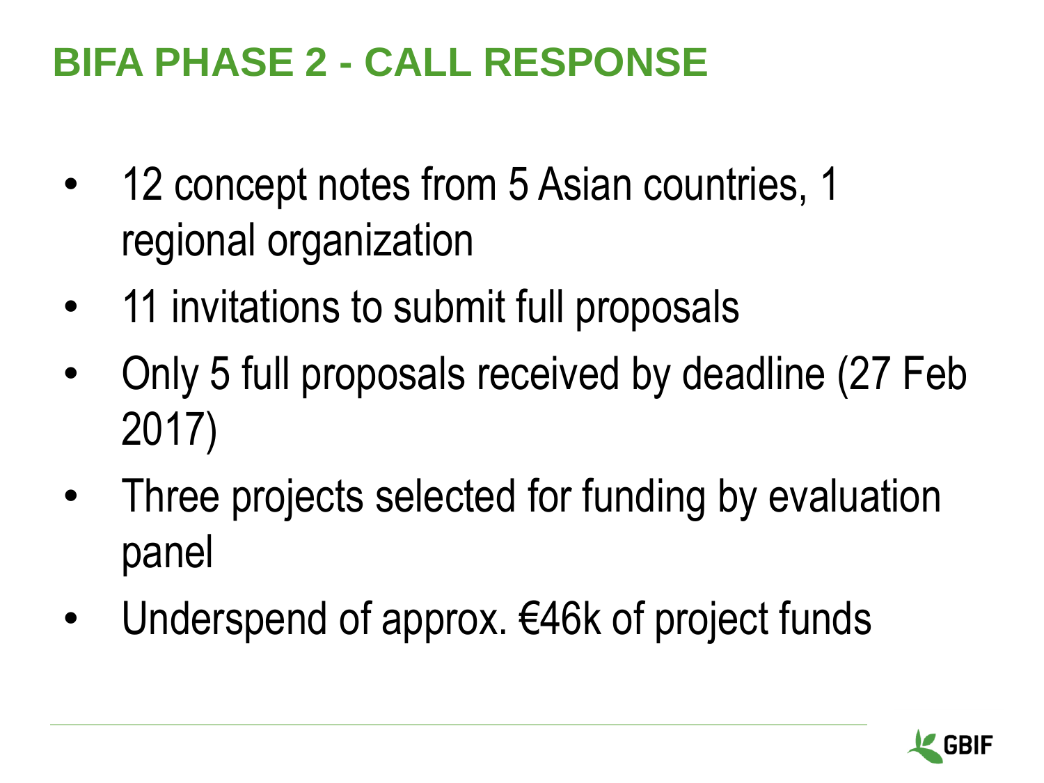# BIFA PHASE 2 - CALL RESPONSE

- 12 concept notes from 5 Asian countries, 1 regional organization
- 11 invitations to submit full proposals
- Only 5 full proposals received by deadline (27 Feb 2017)
- Three projects selected for funding by evaluation panel
- Underspend of approx. €46k of project funds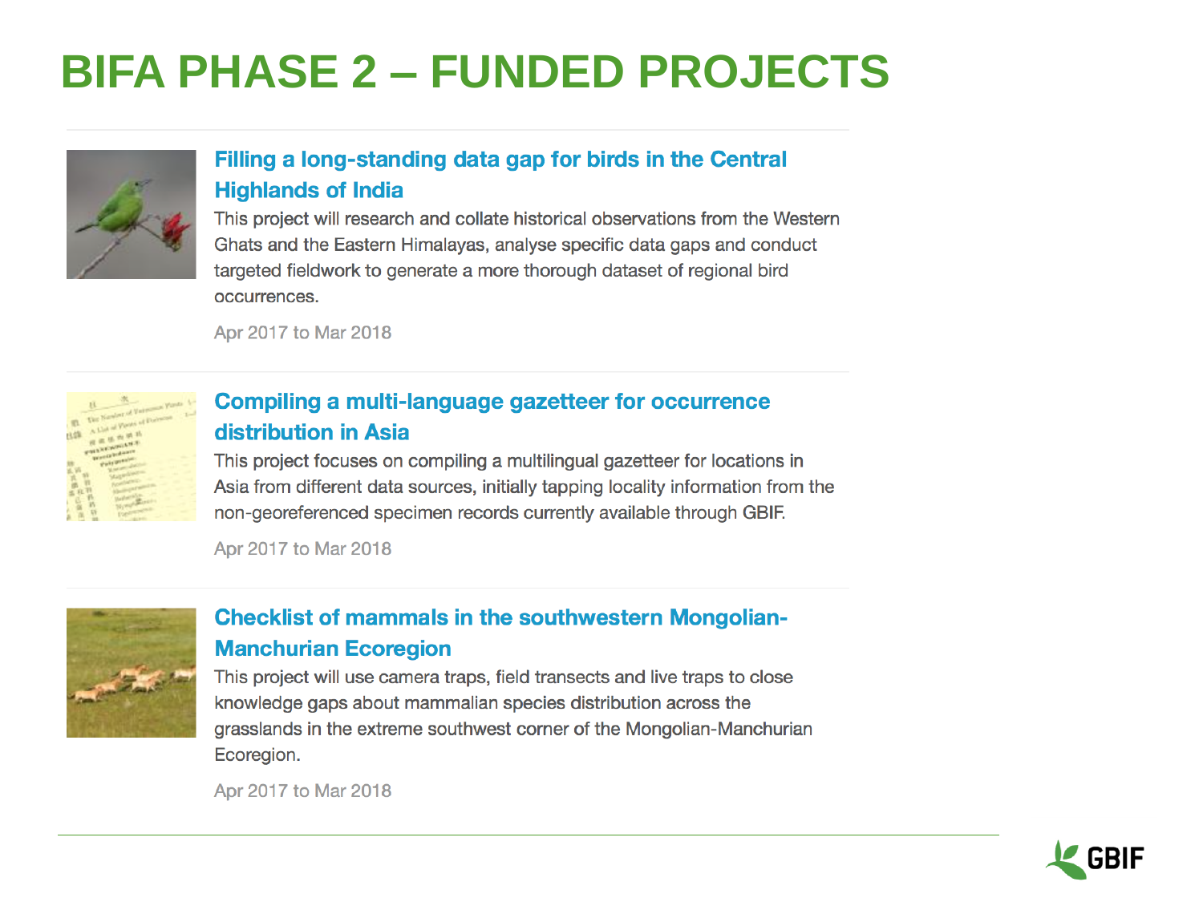# BIFA PHASE 2 – FUNDED PROJECTS

### Filling a long-standing data gap for birds in the Central Highlands of India

This project will research and collate historical observations from the Western Ghats and the Eastern Himalayas, analyse specific data gaps and conduct targeted fieldwork to generate a more thorough dataset of regional bird occurrences.

Apr 2017 to Mar 2018

### Compiling a multi-language gazetteer for occurrence distribution in Asia

This project focuses on compiling a multilingual gazetteer for locations in Asia from different data sources, initially tapping locality information from the non-georeferenced specimen records currently available through GBIF.

Apr 2017 to Mar 2018

### Checklist of mammals in the southwestern Mongolian-Manchurian Ecoregion

This project will use camera traps, field transects and live traps to close knowledge gaps about mammalian species distribution across the grasslands in the extreme southwest corner of the Mongolian-Manchurian Ecoregion.

Apr 2017 to Mar 2018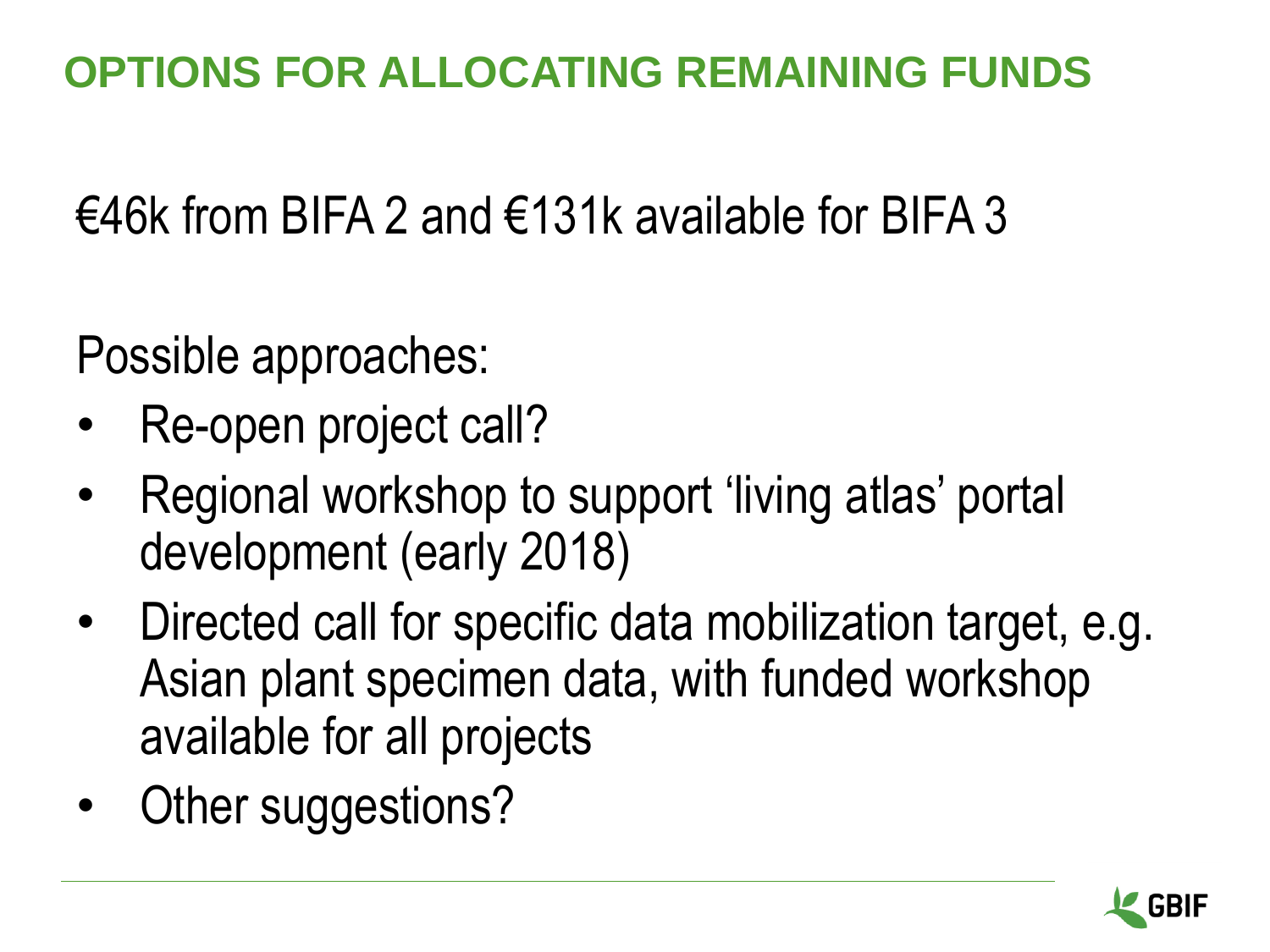# OPTIONS FOR ALLOCATING REMAINING FUNDS

€46k from BIFA 2 and €131k available for BIFA 3

Possible approaches:

- Re-open project call?
- Regional workshop to support 'living atlas' portal development (early 2018)
- Directed call for specific data mobilization target, e.g. Asian plant specimen data, with funded workshop available for all projects
- Other suggestions?